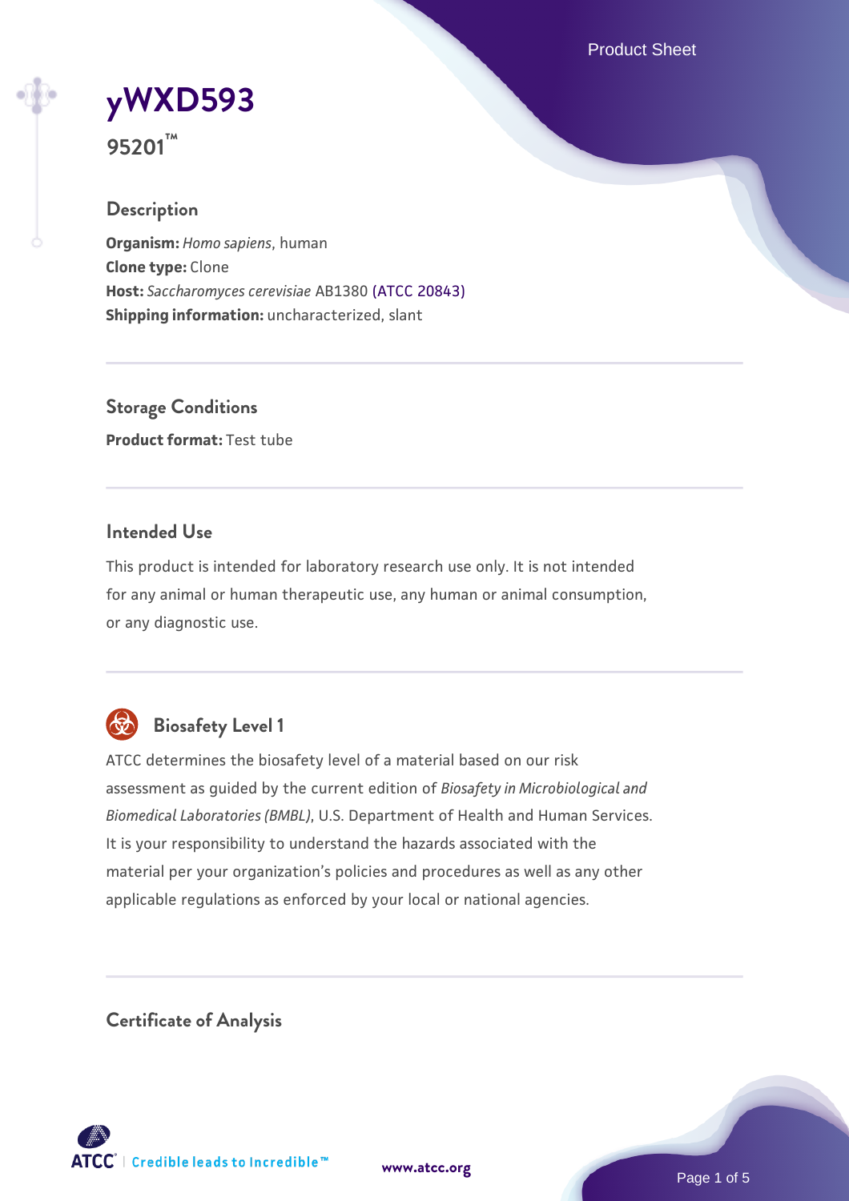# yWXD593

**95201™**

## Description

**Organism:** *Homo sapiens*, human
**Clone type:** Clone
**Host:** *Saccharomyces cerevisiae* AB1380 (ATCC 20843)
**Shipping information:** uncharacterized, slant

## Storage Conditions

**Product format:** Test tube

## Intended Use

This product is intended for laboratory research use only. It is not intended for any animal or human therapeutic use, any human or animal consumption, or any diagnostic use.

## Biosafety Level 1

ATCC determines the biosafety level of a material based on our risk assessment as guided by the current edition of *Biosafety in Microbiological and Biomedical Laboratories (BMBL)*, U.S. Department of Health and Human Services. It is your responsibility to understand the hazards associated with the material per your organization's policies and procedures as well as any other applicable regulations as enforced by your local or national agencies.

## Certificate of Analysis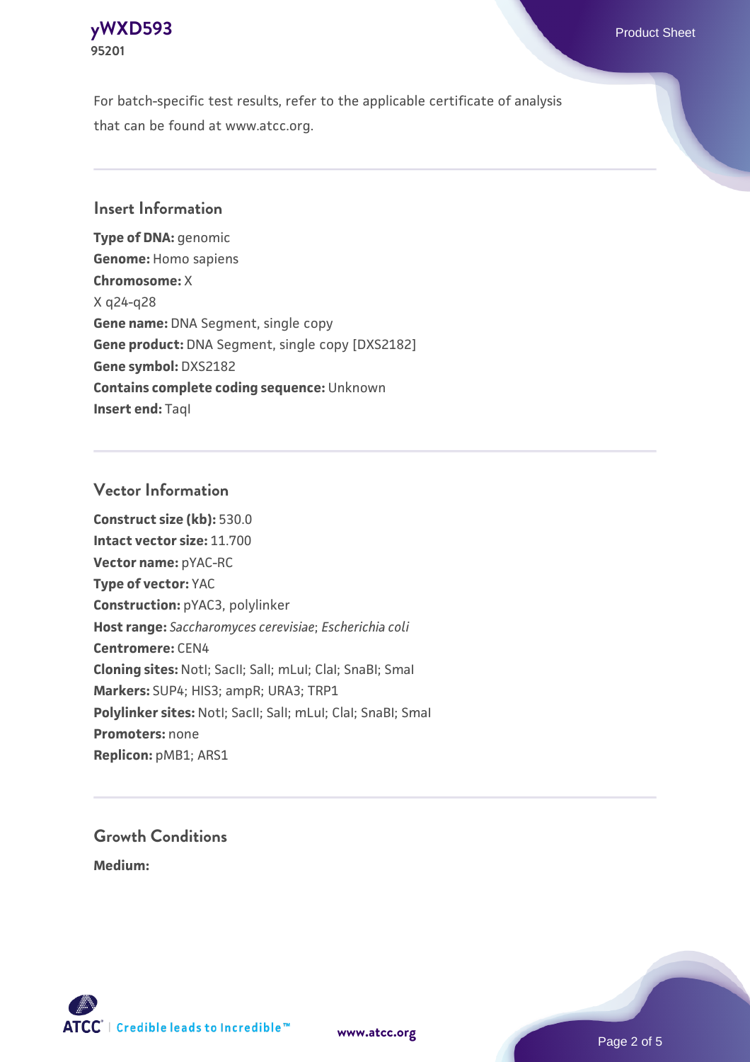For batch-specific test results, refer to the applicable certificate of analysis that can be found at www.atcc.org.

## Insert Information

**Type of DNA:** genomic
**Genome:** Homo sapiens
**Chromosome:** X
X q24-q28
**Gene name:** DNA Segment, single copy
**Gene product:** DNA Segment, single copy [DXS2182]
**Gene symbol:** DXS2182
**Contains complete coding sequence:** Unknown
**Insert end:** TaqI

## Vector Information

**Construct size (kb):** 530.0
**Intact vector size:** 11.700
**Vector name:** pYAC-RC
**Type of vector:** YAC
**Construction:** pYAC3, polylinker
**Host range:** *Saccharomyces cerevisiae*; *Escherichia coli*
**Centromere:** CEN4
**Cloning sites:** NotI; SacII; SalI; mLuI; ClaI; SnaBI; SmaI
**Markers:** SUP4; HIS3; ampR; URA3; TRP1
**Polylinker sites:** NotI; SacII; SalI; mLuI; ClaI; SnaBI; SmaI
**Promoters:** none
**Replicon:** pMB1; ARS1

## Growth Conditions

**Medium:**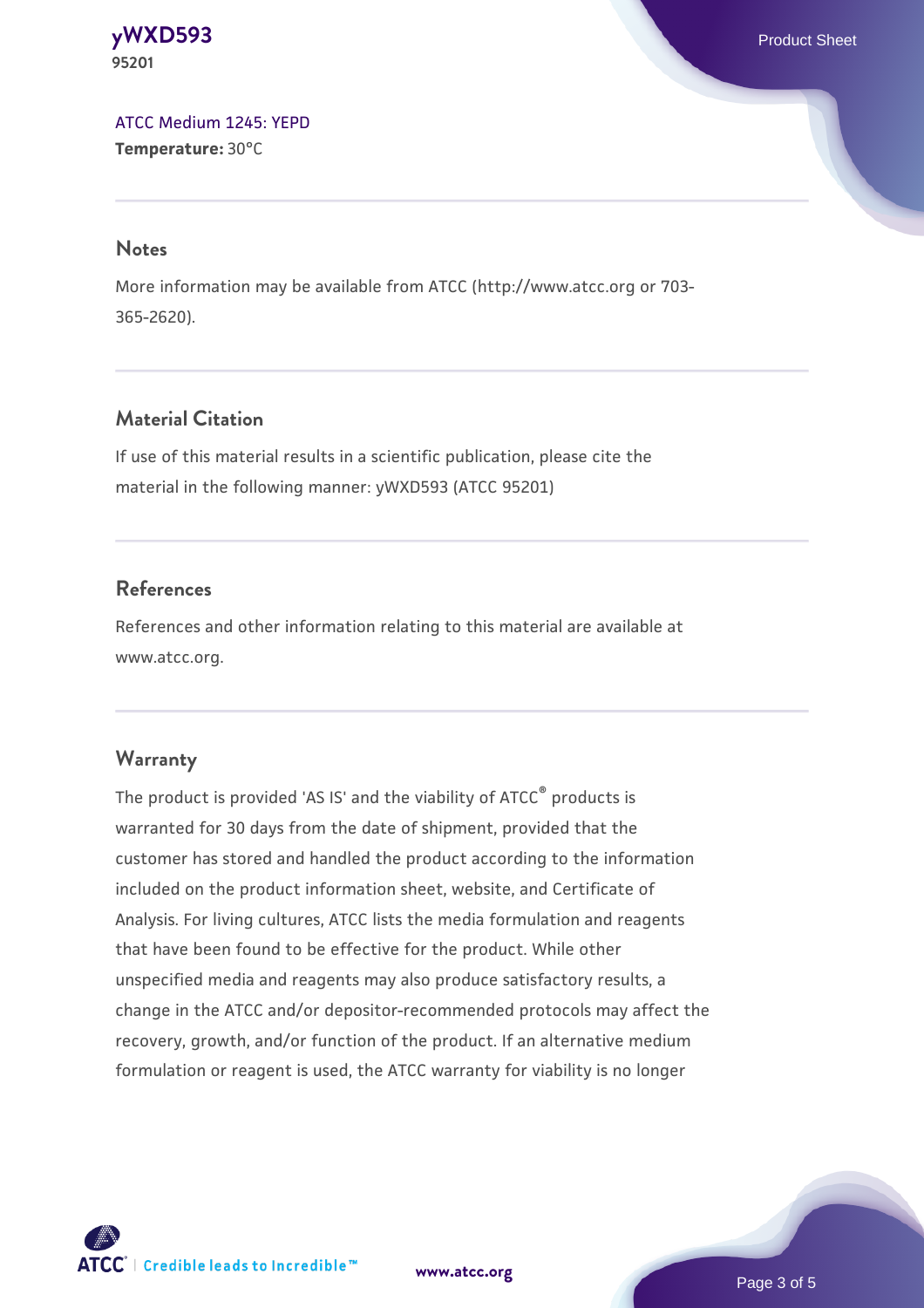ATCC Medium 1245: YEPD
**Temperature:** 30°C

## Notes

More information may be available from ATCC (http://www.atcc.org or 703-365-2620).

## Material Citation

If use of this material results in a scientific publication, please cite the material in the following manner: yWXD593 (ATCC 95201)

## References

References and other information relating to this material are available at www.atcc.org.

## Warranty

The product is provided 'AS IS' and the viability of ATCC® products is warranted for 30 days from the date of shipment, provided that the customer has stored and handled the product according to the information included on the product information sheet, website, and Certificate of Analysis. For living cultures, ATCC lists the media formulation and reagents that have been found to be effective for the product. While other unspecified media and reagents may also produce satisfactory results, a change in the ATCC and/or depositor-recommended protocols may affect the recovery, growth, and/or function of the product. If an alternative medium formulation or reagent is used, the ATCC warranty for viability is no longer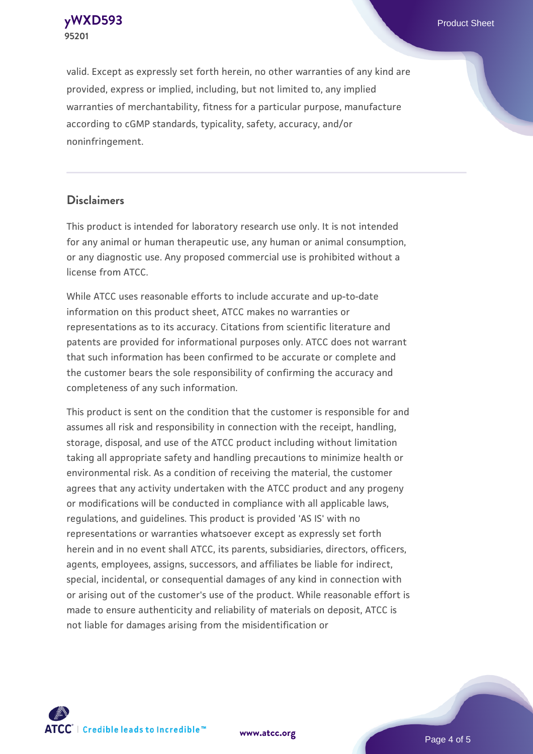valid. Except as expressly set forth herein, no other warranties of any kind are provided, express or implied, including, but not limited to, any implied warranties of merchantability, fitness for a particular purpose, manufacture according to cGMP standards, typicality, safety, accuracy, and/or noninfringement.

## Disclaimers

This product is intended for laboratory research use only. It is not intended for any animal or human therapeutic use, any human or animal consumption, or any diagnostic use. Any proposed commercial use is prohibited without a license from ATCC.

While ATCC uses reasonable efforts to include accurate and up-to-date information on this product sheet, ATCC makes no warranties or representations as to its accuracy. Citations from scientific literature and patents are provided for informational purposes only. ATCC does not warrant that such information has been confirmed to be accurate or complete and the customer bears the sole responsibility of confirming the accuracy and completeness of any such information.

This product is sent on the condition that the customer is responsible for and assumes all risk and responsibility in connection with the receipt, handling, storage, disposal, and use of the ATCC product including without limitation taking all appropriate safety and handling precautions to minimize health or environmental risk. As a condition of receiving the material, the customer agrees that any activity undertaken with the ATCC product and any progeny or modifications will be conducted in compliance with all applicable laws, regulations, and guidelines. This product is provided 'AS IS' with no representations or warranties whatsoever except as expressly set forth herein and in no event shall ATCC, its parents, subsidiaries, directors, officers, agents, employees, assigns, successors, and affiliates be liable for indirect, special, incidental, or consequential damages of any kind in connection with or arising out of the customer's use of the product. While reasonable effort is made to ensure authenticity and reliability of materials on deposit, ATCC is not liable for damages arising from the misidentification or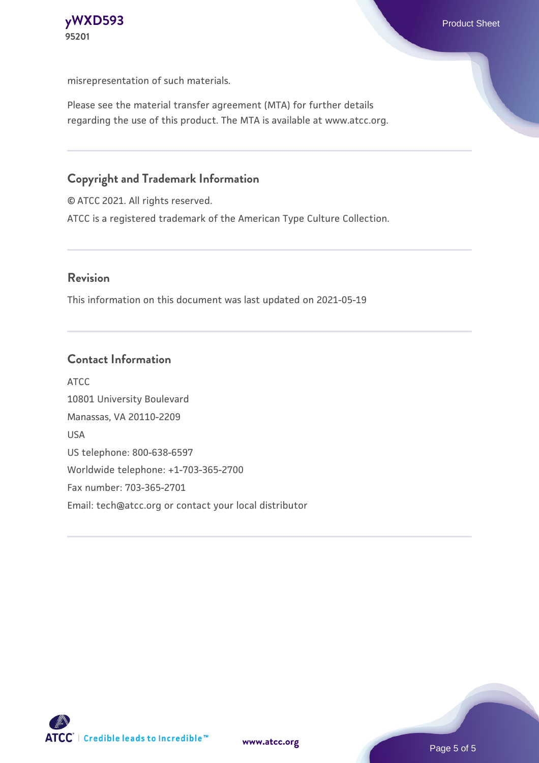misrepresentation of such materials.

Please see the material transfer agreement (MTA) for further details regarding the use of this product. The MTA is available at www.atcc.org.

## Copyright and Trademark Information

© ATCC 2021. All rights reserved.

ATCC is a registered trademark of the American Type Culture Collection.

## Revision

This information on this document was last updated on 2021-05-19

## Contact Information

ATCC
10801 University Boulevard
Manassas, VA 20110-2209
USA
US telephone: 800-638-6597
Worldwide telephone: +1-703-365-2700
Fax number: 703-365-2701
Email: tech@atcc.org or contact your local distributor